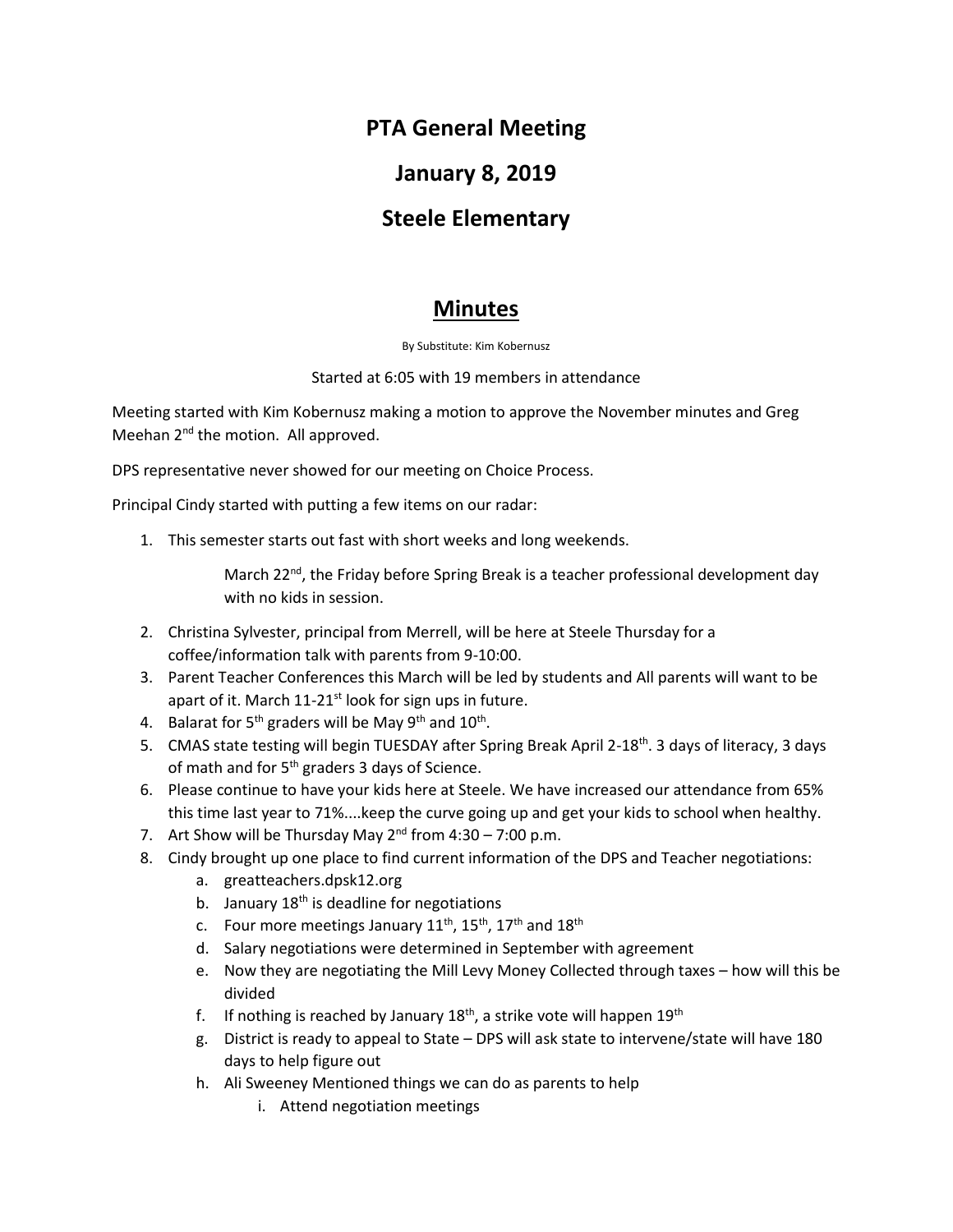# PTA General Meeting

# January 8, 2019

# Steele Elementary

## Minutes

By Substitute: Kim Kobernusz

Started at 6:05 with 19 members in attendance

Meeting started with Kim Kobernusz making a motion to approve the November minutes and Greg Meehan 2nd the motion. All approved.

DPS representative never showed for our meeting on Choice Process.

Principal Cindy started with putting a few items on our radar:

1. This semester starts out fast with short weeks and long weekends.

   March 22nd, the Friday before Spring Break is a teacher professional development day with no kids in session.

2. Christina Sylvester, principal from Merrell, will be here at Steele Thursday for a coffee/information talk with parents from 9-10:00.
3. Parent Teacher Conferences this March will be led by students and All parents will want to be apart of it. March 11-21st look for sign ups in future.
4. Balarat for 5th graders will be May 9th and 10th.
5. CMAS state testing will begin TUESDAY after Spring Break April 2-18th. 3 days of literacy, 3 days of math and for 5th graders 3 days of Science.
6. Please continue to have your kids here at Steele. We have increased our attendance from 65% this time last year to 71%....keep the curve going up and get your kids to school when healthy.
7. Art Show will be Thursday May 2nd from 4:30 – 7:00 p.m.
8. Cindy brought up one place to find current information of the DPS and Teacher negotiations:
   a. greatteachers.dpsk12.org
   b. January 18th is deadline for negotiations
   c. Four more meetings January 11th, 15th, 17th and 18th
   d. Salary negotiations were determined in September with agreement
   e. Now they are negotiating the Mill Levy Money Collected through taxes – how will this be divided
   f. If nothing is reached by January 18th, a strike vote will happen 19th
   g. District is ready to appeal to State – DPS will ask state to intervene/state will have 180 days to help figure out
   h. Ali Sweeney Mentioned things we can do as parents to help
      i. Attend negotiation meetings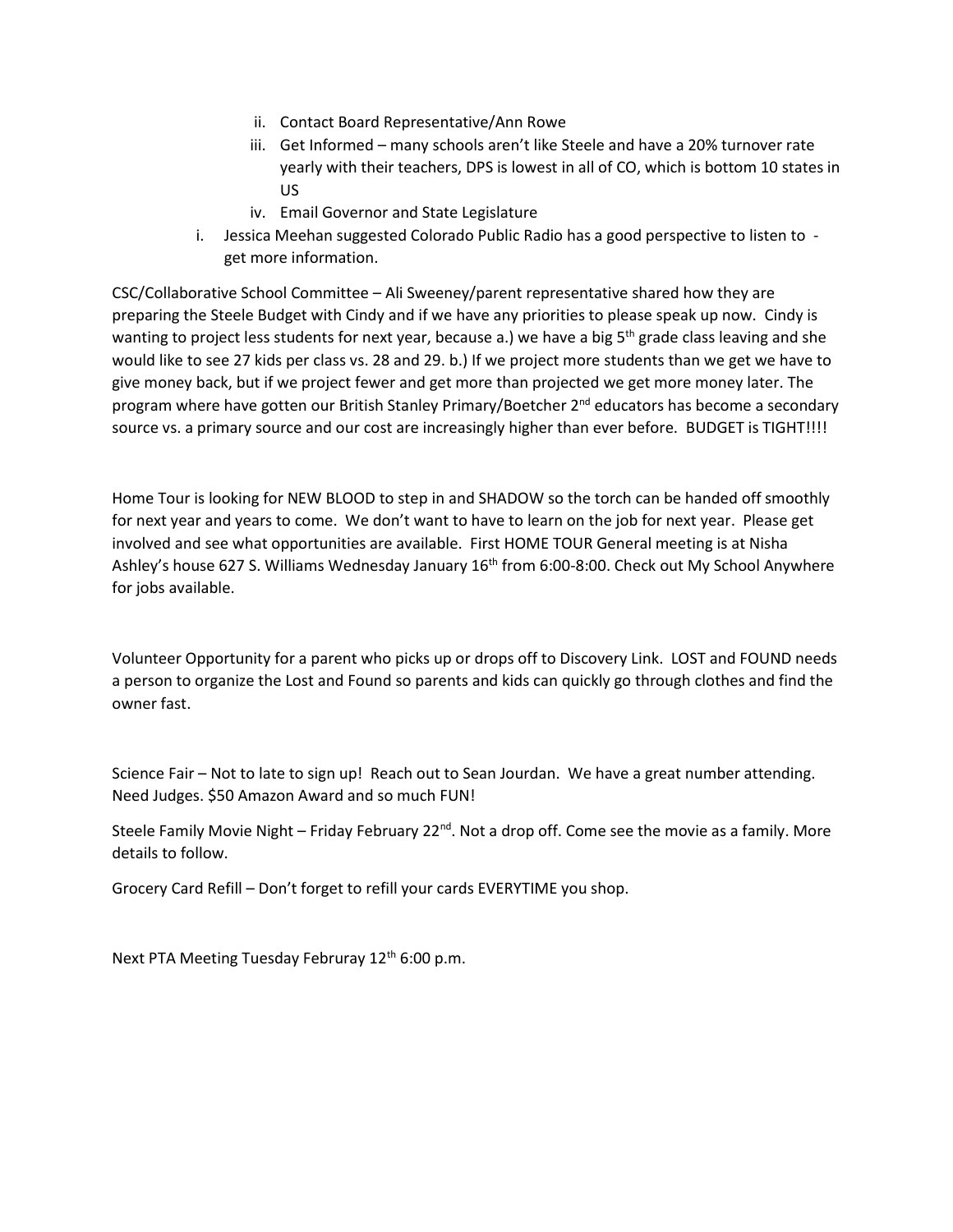ii. Contact Board Representative/Ann Rowe
   iii. Get Informed – many schools aren't like Steele and have a 20% turnover rate yearly with their teachers, DPS is lowest in all of CO, which is bottom 10 states in US
   iv. Email Governor and State Legislature

i. Jessica Meehan suggested Colorado Public Radio has a good perspective to listen to - get more information.

CSC/Collaborative School Committee – Ali Sweeney/parent representative shared how they are preparing the Steele Budget with Cindy and if we have any priorities to please speak up now. Cindy is wanting to project less students for next year, because a.) we have a big 5th grade class leaving and she would like to see 27 kids per class vs. 28 and 29. b.) If we project more students than we get we have to give money back, but if we project fewer and get more than projected we get more money later. The program where have gotten our British Stanley Primary/Boetcher 2nd educators has become a secondary source vs. a primary source and our cost are increasingly higher than ever before. BUDGET is TIGHT!!!!

Home Tour is looking for NEW BLOOD to step in and SHADOW so the torch can be handed off smoothly for next year and years to come. We don't want to have to learn on the job for next year. Please get involved and see what opportunities are available. First HOME TOUR General meeting is at Nisha Ashley's house 627 S. Williams Wednesday January 16th from 6:00-8:00. Check out My School Anywhere for jobs available.

Volunteer Opportunity for a parent who picks up or drops off to Discovery Link. LOST and FOUND needs a person to organize the Lost and Found so parents and kids can quickly go through clothes and find the owner fast.

Science Fair – Not to late to sign up! Reach out to Sean Jourdan. We have a great number attending. Need Judges. $50 Amazon Award and so much FUN!

Steele Family Movie Night – Friday February 22nd. Not a drop off. Come see the movie as a family. More details to follow.

Grocery Card Refill – Don't forget to refill your cards EVERYTIME you shop.

Next PTA Meeting Tuesday Februray 12th 6:00 p.m.